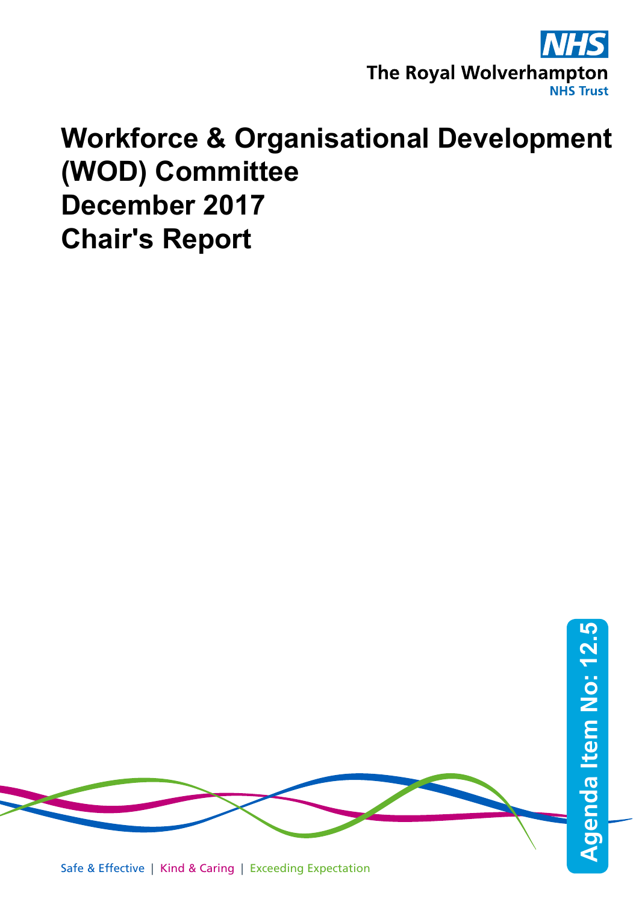NHS
The Royal Wolverhampton
NHS Trust

# Workforce & Organisational Development (WOD) Committee
# December 2017
# Chair's Report

Agenda Item No: 12.5

Safe & Effective | Kind & Caring | Exceeding Expectation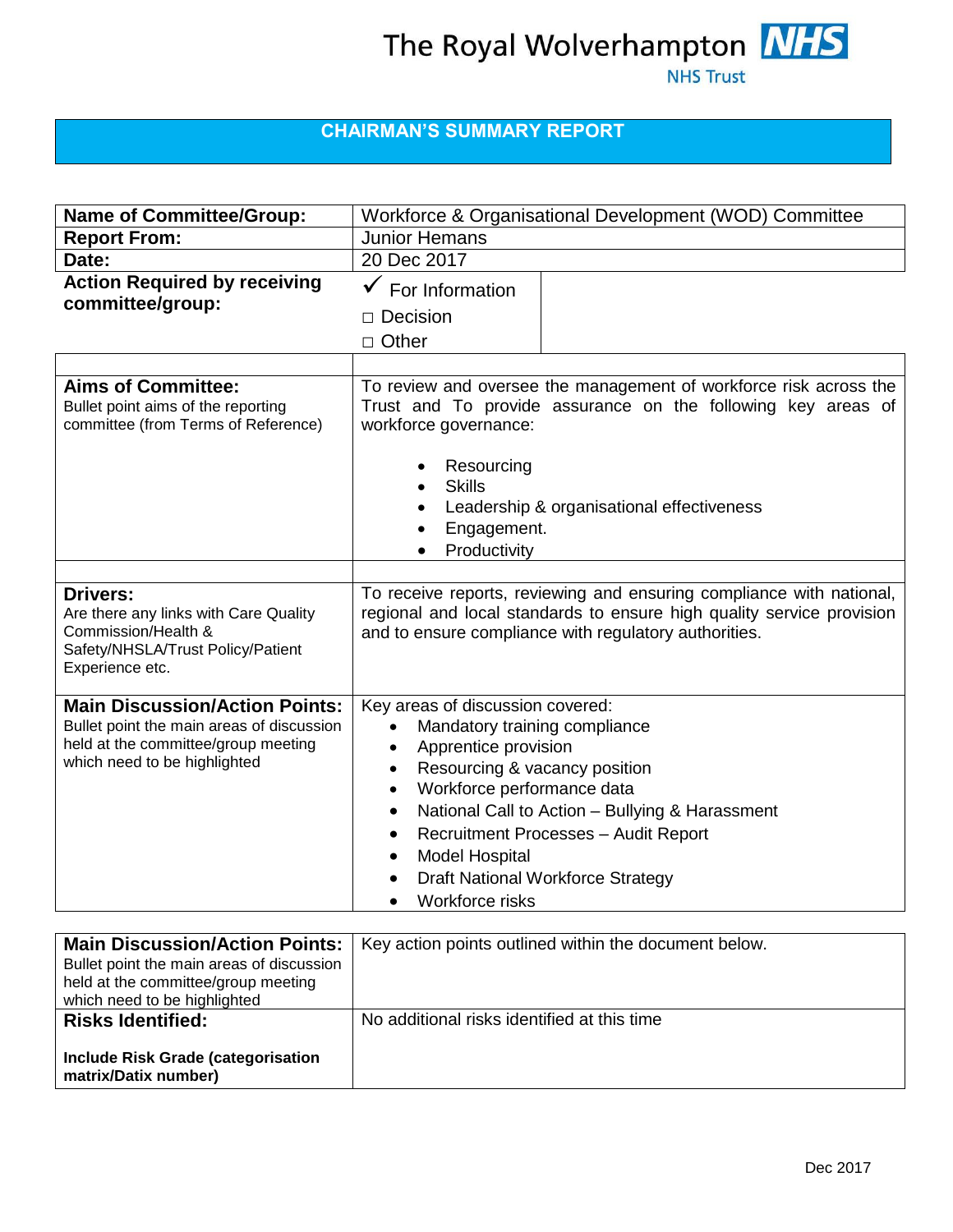The Royal Wolverhampton NHS Trust

# CHAIRMAN'S SUMMARY REPORT

| **Name of Committee/Group:** | Workforce & Organisational Development (WOD) Committee |
|---|---|
| **Report From:** | Junior Hemans |
| **Date:** | 20 Dec 2017 |
| **Action Required by receiving committee/group:** | ✓ For Information<br>□ Decision<br>□ Other |
| | |
| **Aims of Committee:**<br>Bullet point aims of the reporting committee (from Terms of Reference) | To review and oversee the management of workforce risk across the Trust and To provide assurance on the following key areas of workforce governance:<br>• Resourcing<br>• Skills<br>• Leadership & organisational effectiveness<br>• Engagement.<br>• Productivity |
| | |
| **Drivers:**<br>Are there any links with Care Quality Commission/Health & Safety/NHSLA/Trust Policy/Patient Experience etc. | To receive reports, reviewing and ensuring compliance with national, regional and local standards to ensure high quality service provision and to ensure compliance with regulatory authorities. |
| **Main Discussion/Action Points:**<br>Bullet point the main areas of discussion held at the committee/group meeting which need to be highlighted | Key areas of discussion covered:<br>• Mandatory training compliance<br>• Apprentice provision<br>• Resourcing & vacancy position<br>• Workforce performance data<br>• National Call to Action – Bullying & Harassment<br>• Recruitment Processes – Audit Report<br>• Model Hospital<br>• Draft National Workforce Strategy<br>• Workforce risks |

| **Main Discussion/Action Points:**<br>Bullet point the main areas of discussion held at the committee/group meeting which need to be highlighted | Key action points outlined within the document below. |
|---|---|
| **Risks Identified:**<br><br>**Include Risk Grade (categorisation matrix/Datix number)** | No additional risks identified at this time |

Dec 2017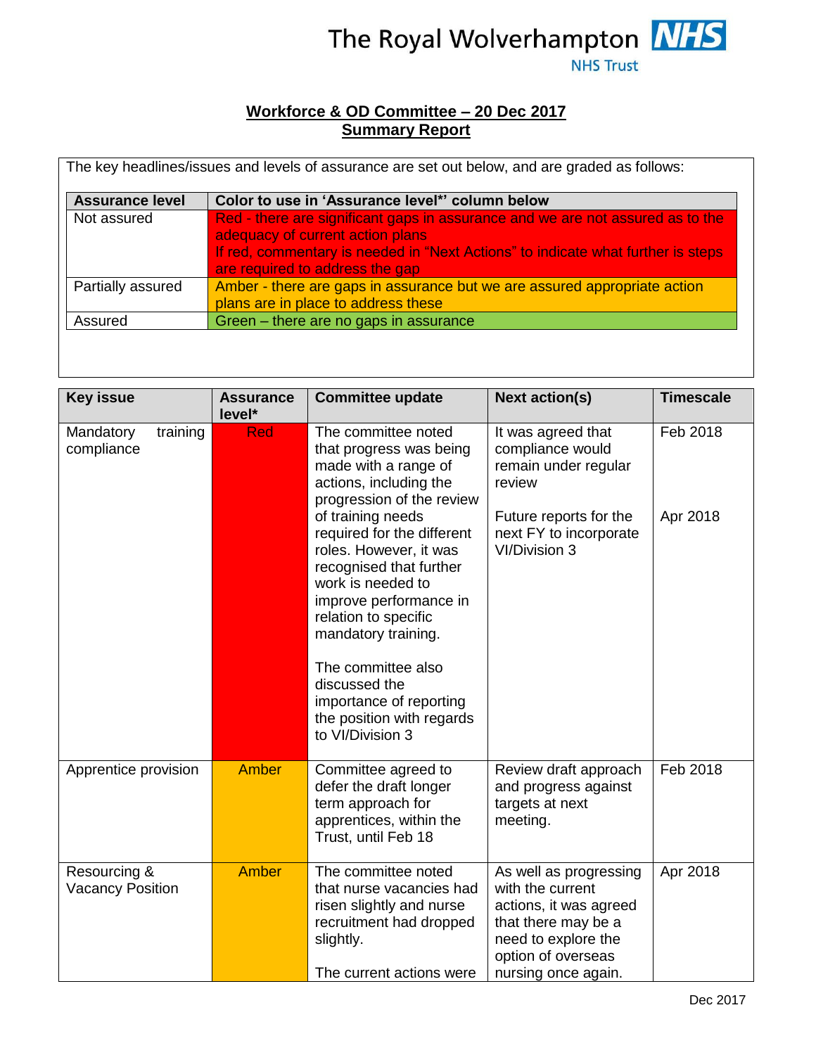The Royal Wolverhampton NHS Trust

**Workforce & OD Committee – 20 Dec 2017**
**Summary Report**

The key headlines/issues and levels of assurance are set out below, and are graded as follows:

| Assurance level | Color to use in 'Assurance level*' column below |
|---|---|
| Not assured | Red - there are significant gaps in assurance and we are not assured as to the adequacy of current action plans<br>If red, commentary is needed in "Next Actions" to indicate what further is steps are required to address the gap |
| Partially assured | Amber - there are gaps in assurance but we are assured appropriate action plans are in place to address these |
| Assured | Green – there are no gaps in assurance |

| Key issue | Assurance level* | Committee update | Next action(s) | Timescale |
|---|---|---|---|---|
| Mandatory training compliance | Red | The committee noted that progress was being made with a range of actions, including the progression of the review of training needs required for the different roles. However, it was recognised that further work is needed to improve performance in relation to specific mandatory training.<br><br>The committee also discussed the importance of reporting the position with regards to VI/Division 3 | It was agreed that compliance would remain under regular review<br><br>Future reports for the next FY to incorporate VI/Division 3 | Feb 2018<br><br>Apr 2018 |
| Apprentice provision | Amber | Committee agreed to defer the draft longer term approach for apprentices, within the Trust, until Feb 18 | Review draft approach and progress against targets at next meeting. | Feb 2018 |
| Resourcing & Vacancy Position | Amber | The committee noted that nurse vacancies had risen slightly and nurse recruitment had dropped slightly.<br><br>The current actions were | As well as progressing with the current actions, it was agreed that there may be a need to explore the option of overseas nursing once again. | Apr 2018 |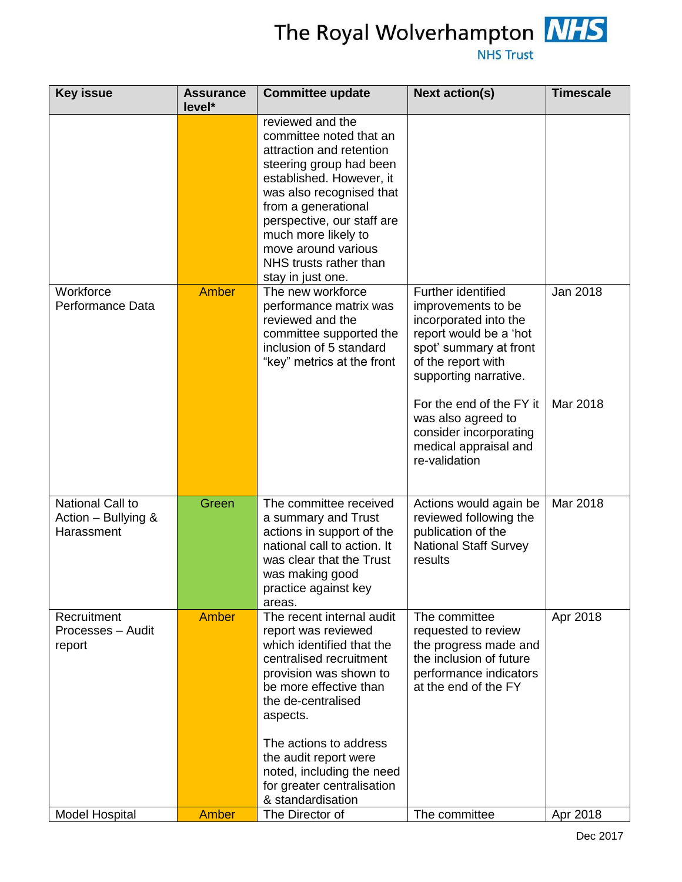| Key issue | Assurance level* | Committee update | Next action(s) | Timescale |
|---|---|---|---|---|
| | | reviewed and the committee noted that an attraction and retention steering group had been established. However, it was also recognised that from a generational perspective, our staff are much more likely to move around various NHS trusts rather than stay in just one. | | |
| Workforce Performance Data | Amber | The new workforce performance matrix was reviewed and the committee supported the inclusion of 5 standard "key" metrics at the front | Further identified improvements to be incorporated into the report would be a 'hot spot' summary at front of the report with supporting narrative.<br><br>For the end of the FY it was also agreed to consider incorporating medical appraisal and re-validation | Jan 2018<br><br>Mar 2018 |
| National Call to Action – Bullying & Harassment | Green | The committee received a summary and Trust actions in support of the national call to action. It was clear that the Trust was making good practice against key areas. | Actions would again be reviewed following the publication of the National Staff Survey results | Mar 2018 |
| Recruitment Processes – Audit report | Amber | The recent internal audit report was reviewed which identified that the centralised recruitment provision was shown to be more effective than the de-centralised aspects.<br><br>The actions to address the audit report were noted, including the need for greater centralisation & standardisation | The committee requested to review the progress made and the inclusion of future performance indicators at the end of the FY | Apr 2018 |
| Model Hospital | Amber | The Director of | The committee | Apr 2018 |

Dec 2017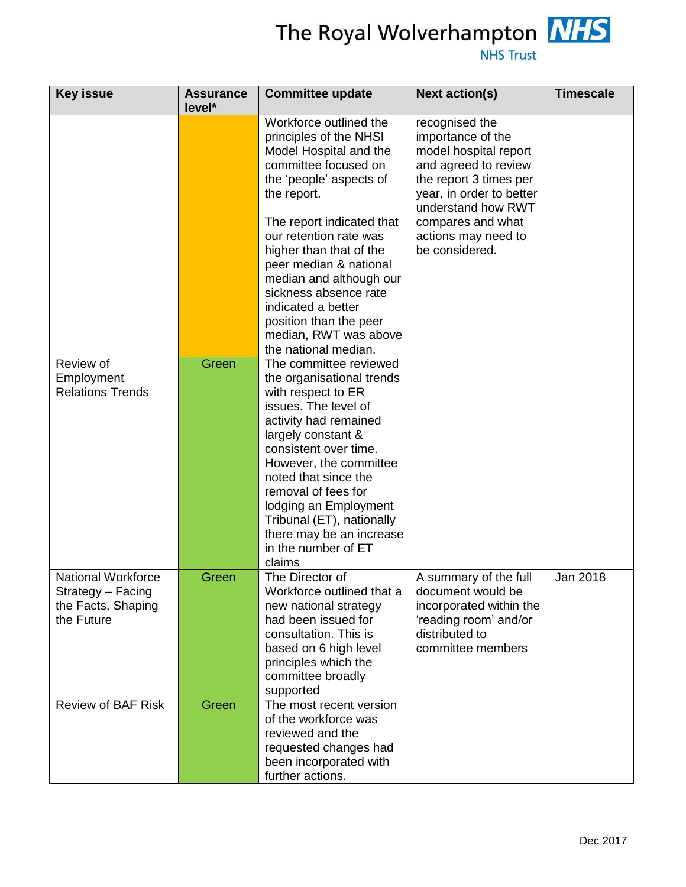| Key issue | Assurance level* | Committee update | Next action(s) | Timescale |
|---|---|---|---|---|
| | | Workforce outlined the principles of the NHSI Model Hospital and the committee focused on the 'people' aspects of the report.<br><br>The report indicated that our retention rate was higher than that of the peer median & national median and although our sickness absence rate indicated a better position than the peer median, RWT was above the national median. | recognised the importance of the model hospital report and agreed to review the report 3 times per year, in order to better understand how RWT compares and what actions may need to be considered. | |
| Review of Employment Relations Trends | Green | The committee reviewed the organisational trends with respect to ER issues. The level of activity had remained largely constant & consistent over time. However, the committee noted that since the removal of fees for lodging an Employment Tribunal (ET), nationally there may be an increase in the number of ET claims | | |
| National Workforce Strategy – Facing the Facts, Shaping the Future | Green | The Director of Workforce outlined that a new national strategy had been issued for consultation. This is based on 6 high level principles which the committee broadly supported | A summary of the full document would be incorporated within the 'reading room' and/or distributed to committee members | Jan 2018 |
| Review of BAF Risk | Green | The most recent version of the workforce was reviewed and the requested changes had been incorporated with further actions. | | |